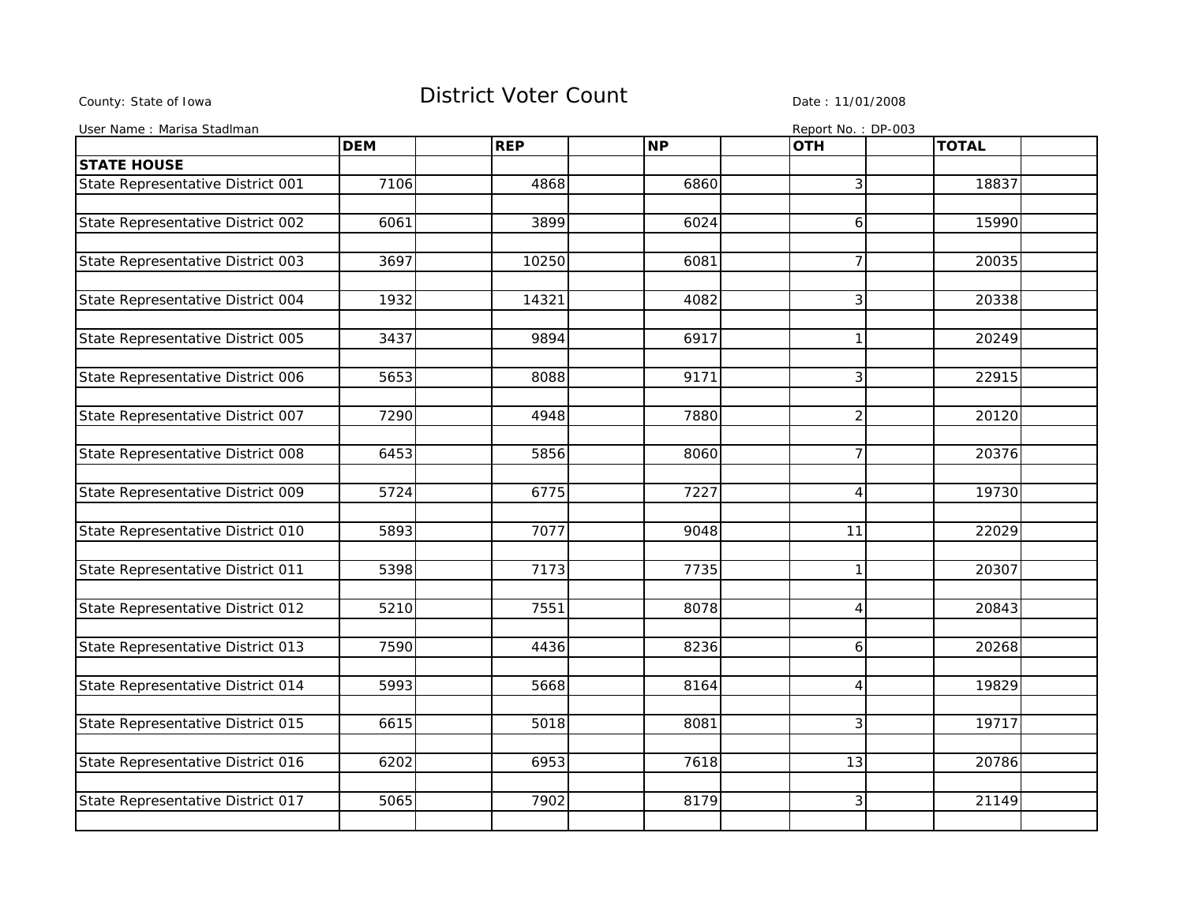County: State of Iowa

# District Voter Count

Date : 11/01/2008

User Name : Marisa Stadlman

Report No. : DP-003

| | DEM | REP | NP | OTH | TOTAL |
|---|---|---|---|---|---|
| **STATE HOUSE** | | | | | |
| State Representative District 001 | 7106 | 4868 | 6860 | 3 | 18837 |
| State Representative District 002 | 6061 | 3899 | 6024 | 6 | 15990 |
| State Representative District 003 | 3697 | 10250 | 6081 | 7 | 20035 |
| State Representative District 004 | 1932 | 14321 | 4082 | 3 | 20338 |
| State Representative District 005 | 3437 | 9894 | 6917 | 1 | 20249 |
| State Representative District 006 | 5653 | 8088 | 9171 | 3 | 22915 |
| State Representative District 007 | 7290 | 4948 | 7880 | 2 | 20120 |
| State Representative District 008 | 6453 | 5856 | 8060 | 7 | 20376 |
| State Representative District 009 | 5724 | 6775 | 7227 | 4 | 19730 |
| State Representative District 010 | 5893 | 7077 | 9048 | 11 | 22029 |
| State Representative District 011 | 5398 | 7173 | 7735 | 1 | 20307 |
| State Representative District 012 | 5210 | 7551 | 8078 | 4 | 20843 |
| State Representative District 013 | 7590 | 4436 | 8236 | 6 | 20268 |
| State Representative District 014 | 5993 | 5668 | 8164 | 4 | 19829 |
| State Representative District 015 | 6615 | 5018 | 8081 | 3 | 19717 |
| State Representative District 016 | 6202 | 6953 | 7618 | 13 | 20786 |
| State Representative District 017 | 5065 | 7902 | 8179 | 3 | 21149 |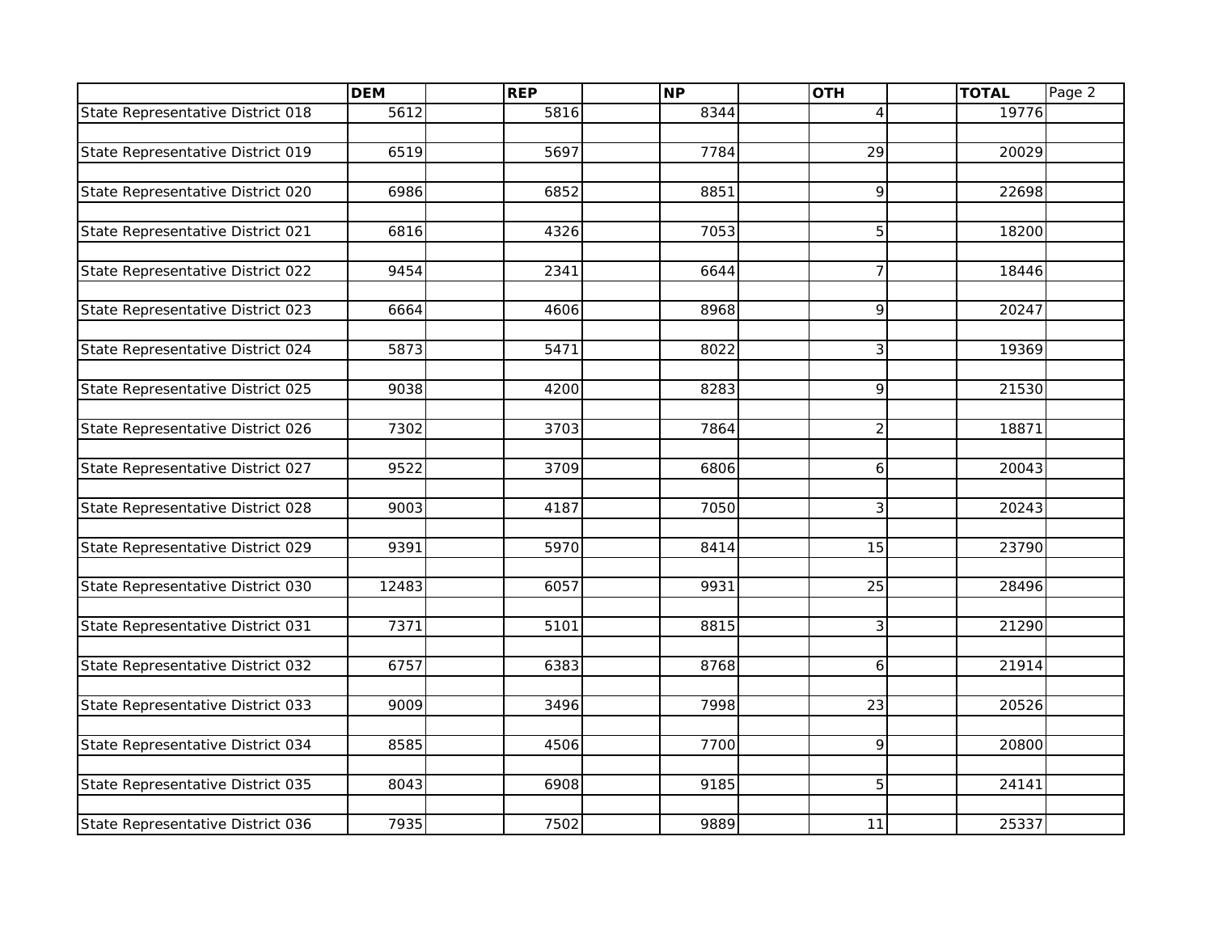| | DEM | REP | NP | OTH | TOTAL |
|---|---|---|---|---|---|
| State Representative District 018 | 5612 | 5816 | 8344 | 4 | 19776 |
| State Representative District 019 | 6519 | 5697 | 7784 | 29 | 20029 |
| State Representative District 020 | 6986 | 6852 | 8851 | 9 | 22698 |
| State Representative District 021 | 6816 | 4326 | 7053 | 5 | 18200 |
| State Representative District 022 | 9454 | 2341 | 6644 | 7 | 18446 |
| State Representative District 023 | 6664 | 4606 | 8968 | 9 | 20247 |
| State Representative District 024 | 5873 | 5471 | 8022 | 3 | 19369 |
| State Representative District 025 | 9038 | 4200 | 8283 | 9 | 21530 |
| State Representative District 026 | 7302 | 3703 | 7864 | 2 | 18871 |
| State Representative District 027 | 9522 | 3709 | 6806 | 6 | 20043 |
| State Representative District 028 | 9003 | 4187 | 7050 | 3 | 20243 |
| State Representative District 029 | 9391 | 5970 | 8414 | 15 | 23790 |
| State Representative District 030 | 12483 | 6057 | 9931 | 25 | 28496 |
| State Representative District 031 | 7371 | 5101 | 8815 | 3 | 21290 |
| State Representative District 032 | 6757 | 6383 | 8768 | 6 | 21914 |
| State Representative District 033 | 9009 | 3496 | 7998 | 23 | 20526 |
| State Representative District 034 | 8585 | 4506 | 7700 | 9 | 20800 |
| State Representative District 035 | 8043 | 6908 | 9185 | 5 | 24141 |
| State Representative District 036 | 7935 | 7502 | 9889 | 11 | 25337 |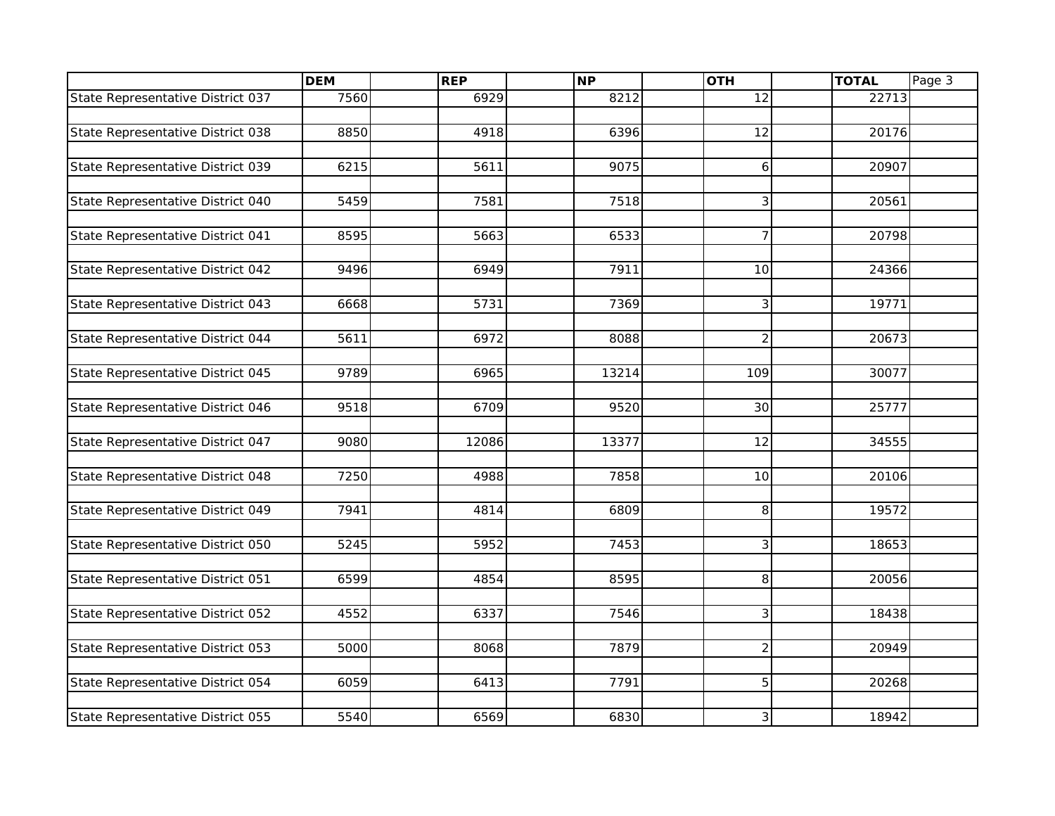| | DEM | REP | NP | OTH | TOTAL |
|---|---|---|---|---|---|
| State Representative District 037 | 7560 | 6929 | 8212 | 12 | 22713 |
| State Representative District 038 | 8850 | 4918 | 6396 | 12 | 20176 |
| State Representative District 039 | 6215 | 5611 | 9075 | 6 | 20907 |
| State Representative District 040 | 5459 | 7581 | 7518 | 3 | 20561 |
| State Representative District 041 | 8595 | 5663 | 6533 | 7 | 20798 |
| State Representative District 042 | 9496 | 6949 | 7911 | 10 | 24366 |
| State Representative District 043 | 6668 | 5731 | 7369 | 3 | 19771 |
| State Representative District 044 | 5611 | 6972 | 8088 | 2 | 20673 |
| State Representative District 045 | 9789 | 6965 | 13214 | 109 | 30077 |
| State Representative District 046 | 9518 | 6709 | 9520 | 30 | 25777 |
| State Representative District 047 | 9080 | 12086 | 13377 | 12 | 34555 |
| State Representative District 048 | 7250 | 4988 | 7858 | 10 | 20106 |
| State Representative District 049 | 7941 | 4814 | 6809 | 8 | 19572 |
| State Representative District 050 | 5245 | 5952 | 7453 | 3 | 18653 |
| State Representative District 051 | 6599 | 4854 | 8595 | 8 | 20056 |
| State Representative District 052 | 4552 | 6337 | 7546 | 3 | 18438 |
| State Representative District 053 | 5000 | 8068 | 7879 | 2 | 20949 |
| State Representative District 054 | 6059 | 6413 | 7791 | 5 | 20268 |
| State Representative District 055 | 5540 | 6569 | 6830 | 3 | 18942 |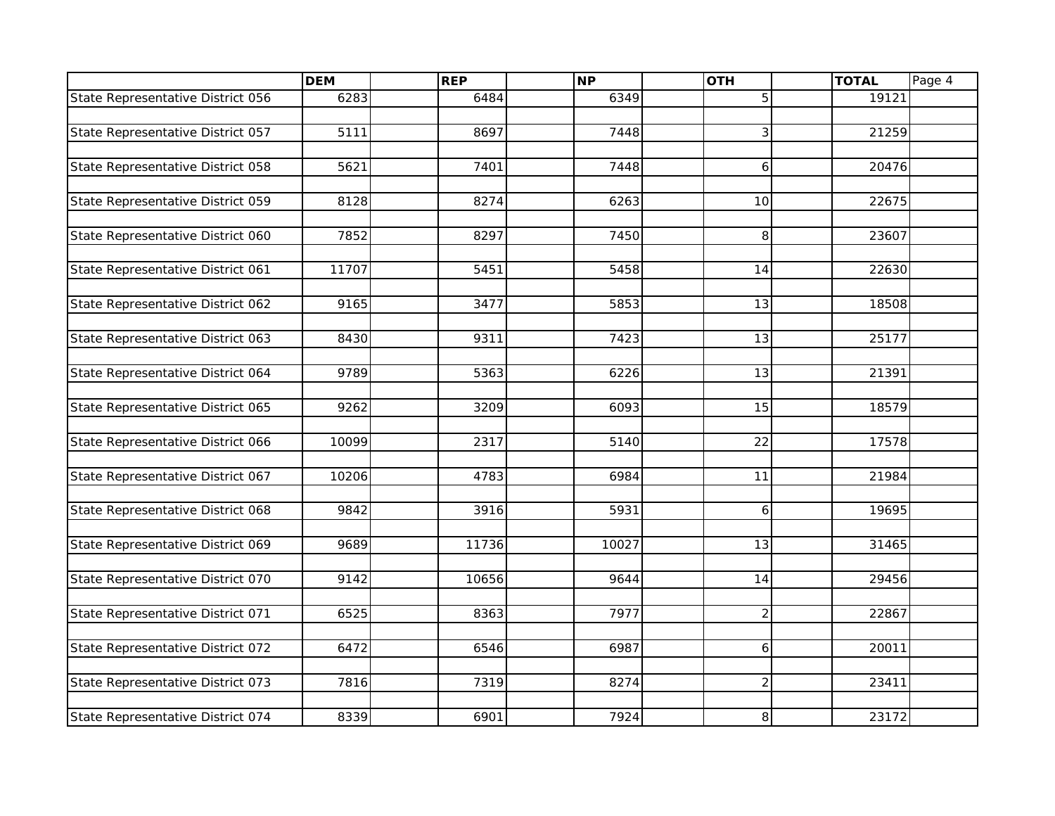| | DEM | REP | NP | OTH | TOTAL |
|---|---|---|---|---|---|
| State Representative District 056 | 6283 | 6484 | 6349 | 5 | 19121 |
| State Representative District 057 | 5111 | 8697 | 7448 | 3 | 21259 |
| State Representative District 058 | 5621 | 7401 | 7448 | 6 | 20476 |
| State Representative District 059 | 8128 | 8274 | 6263 | 10 | 22675 |
| State Representative District 060 | 7852 | 8297 | 7450 | 8 | 23607 |
| State Representative District 061 | 11707 | 5451 | 5458 | 14 | 22630 |
| State Representative District 062 | 9165 | 3477 | 5853 | 13 | 18508 |
| State Representative District 063 | 8430 | 9311 | 7423 | 13 | 25177 |
| State Representative District 064 | 9789 | 5363 | 6226 | 13 | 21391 |
| State Representative District 065 | 9262 | 3209 | 6093 | 15 | 18579 |
| State Representative District 066 | 10099 | 2317 | 5140 | 22 | 17578 |
| State Representative District 067 | 10206 | 4783 | 6984 | 11 | 21984 |
| State Representative District 068 | 9842 | 3916 | 5931 | 6 | 19695 |
| State Representative District 069 | 9689 | 11736 | 10027 | 13 | 31465 |
| State Representative District 070 | 9142 | 10656 | 9644 | 14 | 29456 |
| State Representative District 071 | 6525 | 8363 | 7977 | 2 | 22867 |
| State Representative District 072 | 6472 | 6546 | 6987 | 6 | 20011 |
| State Representative District 073 | 7816 | 7319 | 8274 | 2 | 23411 |
| State Representative District 074 | 8339 | 6901 | 7924 | 8 | 23172 |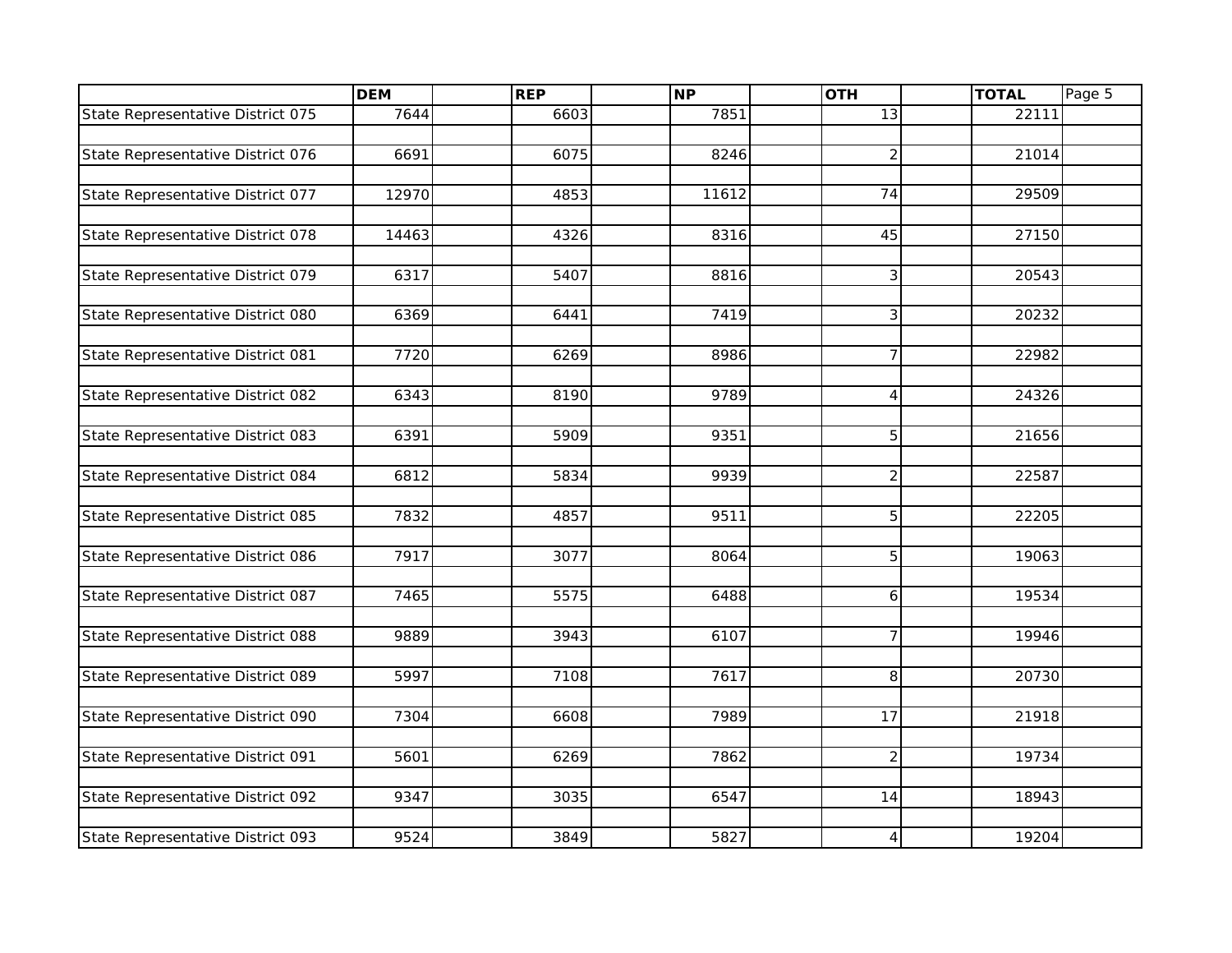| | DEM | REP | NP | OTH | TOTAL |
|---|---|---|---|---|---|
| State Representative District 075 | 7644 | 6603 | 7851 | 13 | 22111 |
| State Representative District 076 | 6691 | 6075 | 8246 | 2 | 21014 |
| State Representative District 077 | 12970 | 4853 | 11612 | 74 | 29509 |
| State Representative District 078 | 14463 | 4326 | 8316 | 45 | 27150 |
| State Representative District 079 | 6317 | 5407 | 8816 | 3 | 20543 |
| State Representative District 080 | 6369 | 6441 | 7419 | 3 | 20232 |
| State Representative District 081 | 7720 | 6269 | 8986 | 7 | 22982 |
| State Representative District 082 | 6343 | 8190 | 9789 | 4 | 24326 |
| State Representative District 083 | 6391 | 5909 | 9351 | 5 | 21656 |
| State Representative District 084 | 6812 | 5834 | 9939 | 2 | 22587 |
| State Representative District 085 | 7832 | 4857 | 9511 | 5 | 22205 |
| State Representative District 086 | 7917 | 3077 | 8064 | 5 | 19063 |
| State Representative District 087 | 7465 | 5575 | 6488 | 6 | 19534 |
| State Representative District 088 | 9889 | 3943 | 6107 | 7 | 19946 |
| State Representative District 089 | 5997 | 7108 | 7617 | 8 | 20730 |
| State Representative District 090 | 7304 | 6608 | 7989 | 17 | 21918 |
| State Representative District 091 | 5601 | 6269 | 7862 | 2 | 19734 |
| State Representative District 092 | 9347 | 3035 | 6547 | 14 | 18943 |
| State Representative District 093 | 9524 | 3849 | 5827 | 4 | 19204 |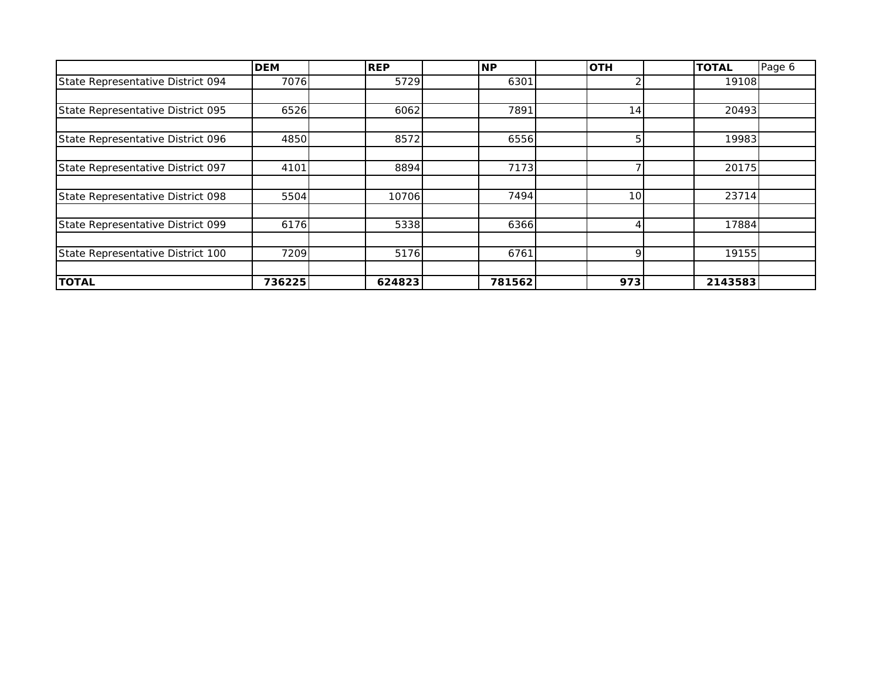| | DEM | | REP | | NP | | OTH | | TOTAL |
|---|---|---|---|---|---|---|---|---|---|
| State Representative District 094 | 7076 | | 5729 | | 6301 | | 2 | | 19108 |
| | | | | | | | | | |
| State Representative District 095 | 6526 | | 6062 | | 7891 | | 14 | | 20493 |
| | | | | | | | | | |
| State Representative District 096 | 4850 | | 8572 | | 6556 | | 5 | | 19983 |
| | | | | | | | | | |
| State Representative District 097 | 4101 | | 8894 | | 7173 | | 7 | | 20175 |
| | | | | | | | | | |
| State Representative District 098 | 5504 | | 10706 | | 7494 | | 10 | | 23714 |
| | | | | | | | | | |
| State Representative District 099 | 6176 | | 5338 | | 6366 | | 4 | | 17884 |
| | | | | | | | | | |
| State Representative District 100 | 7209 | | 5176 | | 6761 | | 9 | | 19155 |
| | | | | | | | | | |
| **TOTAL** | **736225** | | **624823** | | **781562** | | **973** | | **2143583** |